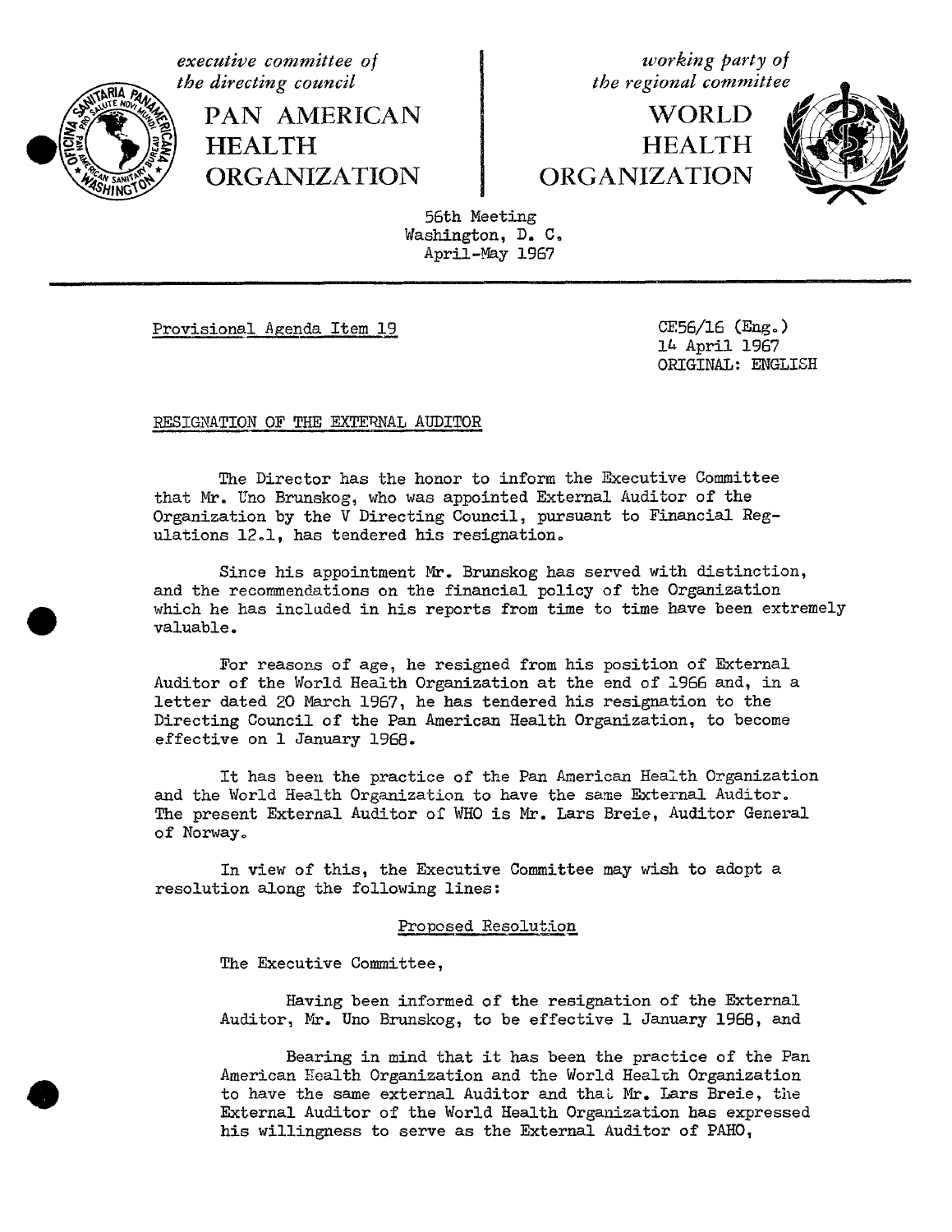*executive committee of the directing council*

**PAN AMERICAN HEALTH ORGANIZATION**

*working party of the regional committee*

**WORLD HEALTH ORGANIZATION**

56th Meeting
Washington, D. C.
April-May 1967

Provisional Agenda Item 19

CE56/16 (Eng.)
14 April 1967
ORIGINAL: ENGLISH

RESIGNATION OF THE EXTERNAL AUDITOR

The Director has the honor to inform the Executive Committee that Mr. Uno Brunskog, who was appointed External Auditor of the Organization by the V Directing Council, pursuant to Financial Regulations 12.1, has tendered his resignation.

Since his appointment Mr. Brunskog has served with distinction, and the recommendations on the financial policy of the Organization which he has included in his reports from time to time have been extremely valuable.

For reasons of age, he resigned from his position of External Auditor of the World Health Organization at the end of 1966 and, in a letter dated 20 March 1967, he has tendered his resignation to the Directing Council of the Pan American Health Organization, to become effective on 1 January 1968.

It has been the practice of the Pan American Health Organization and the World Health Organization to have the same External Auditor. The present External Auditor of WHO is Mr. Lars Breie, Auditor General of Norway.

In view of this, the Executive Committee may wish to adopt a resolution along the following lines:

Proposed Resolution

The Executive Committee,

Having been informed of the resignation of the External Auditor, Mr. Uno Brunskog, to be effective 1 January 1968, and

Bearing in mind that it has been the practice of the Pan American Health Organization and the World Health Organization to have the same external Auditor and that Mr. Lars Breie, the External Auditor of the World Health Organization has expressed his willingness to serve as the External Auditor of PAHO,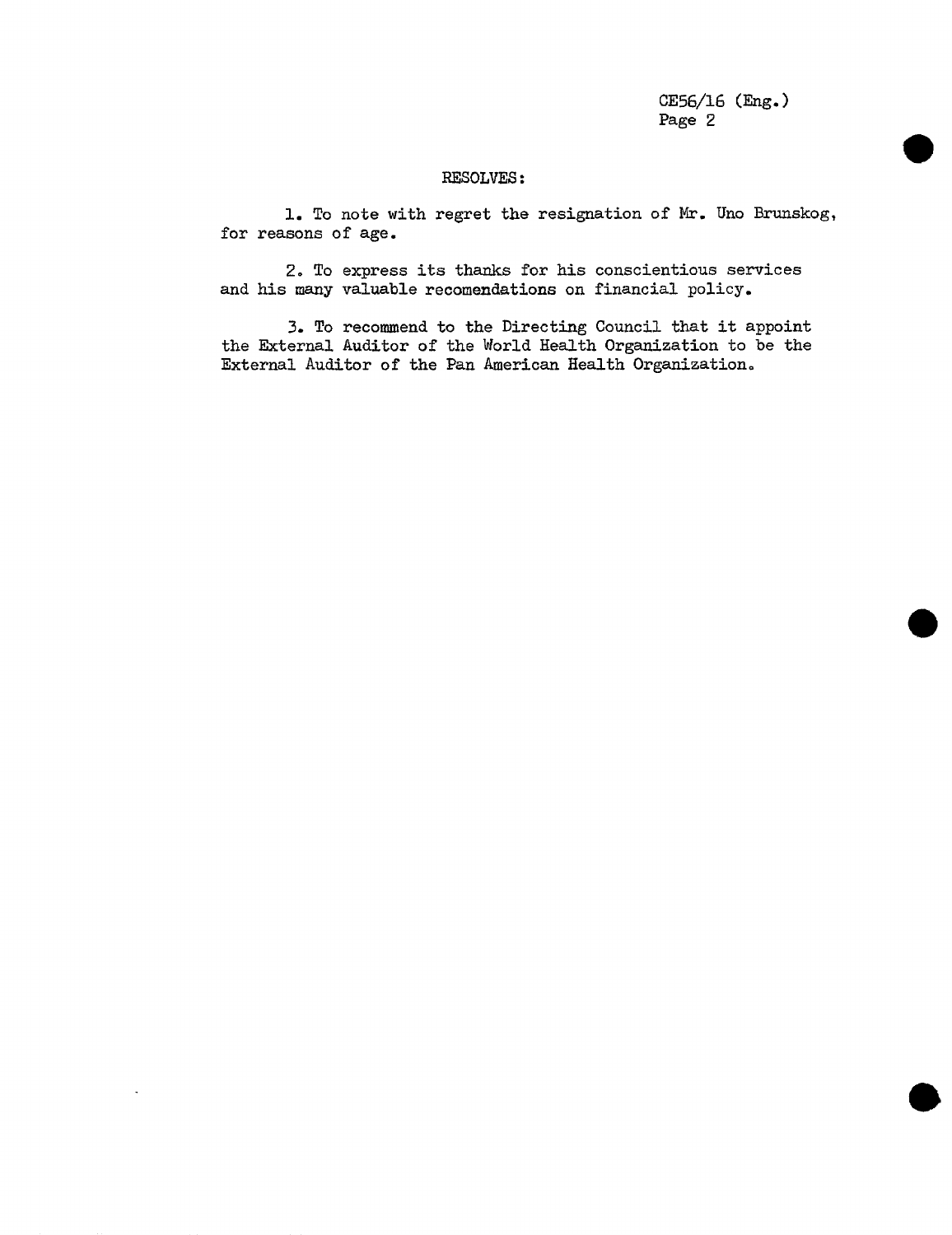RESOLVES:

1. To note with regret the resignation of Mr. Uno Brunskog, for reasons of age.

2. To express its thanks for his conscientious services and his many valuable recomendations on financial policy.

3. To recommend to the Directing Council that it appoint the External Auditor of the World Health Organization to be the External Auditor of the Pan American Health Organization.